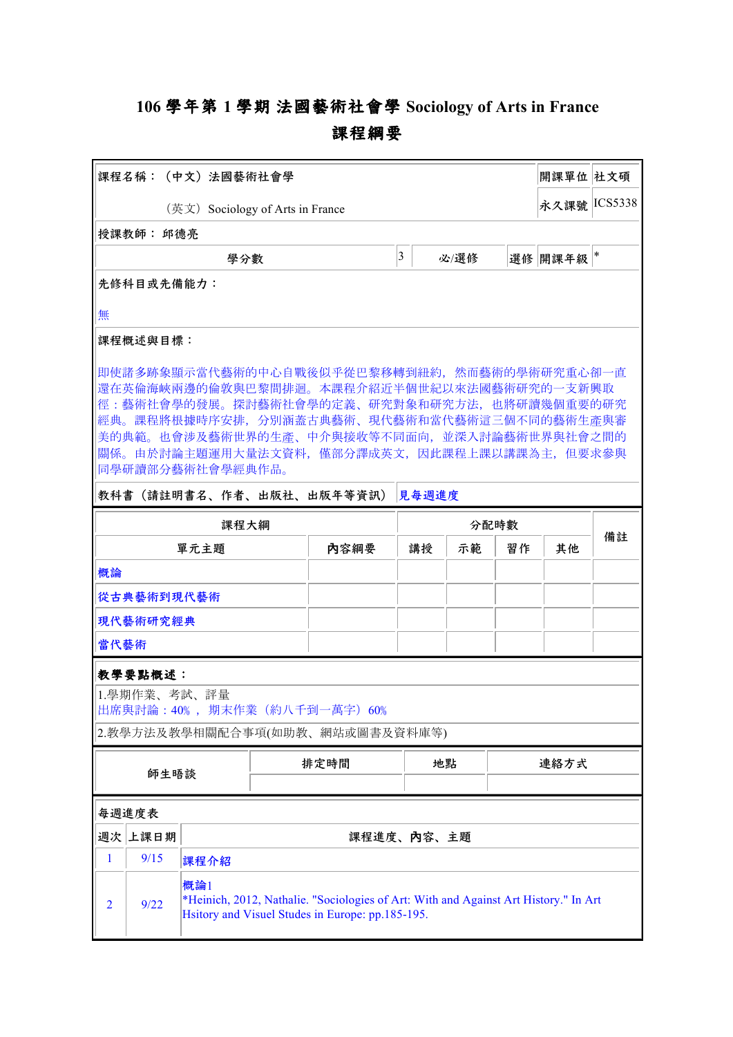# 106 學年第 1 學期 法國藝術社會學 Sociology of Arts in France

## 課程綱要

| 課程名稱：（中文）法國藝術社會學 | | | | 開課單位 | 社文碩 |
|---|---|---|---|---|---|
| （英文）Sociology of Arts in France | | | | 永久課號 | ICS5338 |
| 授課教師： 邱德亮 | | | | | |
| 學分數 | 3 | 必/選修 | 選修 | 開課年級 | * |

**先修科目或先備能力：**

無

**課程概述與目標：**

即使諸多跡象顯示當代藝術的中心自戰後似乎從巴黎移轉到紐約，然而藝術的學術研究重心卻一直還在英倫海峽兩邊的倫敦與巴黎間排迴。本課程介紹近半個世紀以來法國藝術研究的一支新興取徑：藝術社會學的發展。探討藝術社會學的定義、研究對象和研究方法，也將研讀幾個重要的研究經典。課程將根據時序安排，分別涵蓋古典藝術、現代藝術和當代藝術這三個不同的藝術生產與審美的典範。也會涉及藝術世界的生產、中介與接收等不同面向，並深入討論藝術世界與社會之間的關係。由於討論主題運用大量法文資料，僅部分譯成英文，因此課程上課以講課為主，但要求參與同學研讀部分藝術社會學經典作品。

| 教科書（請註明書名、作者、出版社、出版年等資訊） | 見每週進度 |
|---|---|

| 課程大綱 | | 分配時數 | | | | 備註 |
|---|---|---|---|---|---|---|
| 單元主題 | 內容綱要 | 講授 | 示範 | 習作 | 其他 | |
| 概論 | | | | | | |
| 從古典藝術到現代藝術 | | | | | | |
| 現代藝術研究經典 | | | | | | |
| 當代藝術 | | | | | | |

**教學要點概述：**

1.學期作業、考試、評量

出席與討論：40%，期末作業（約八千到一萬字）60%

2.教學方法及教學相關配合事項(如助教、網站或圖書及資料庫等)

| 師生晤談 | 排定時間 | 地點 | 連絡方式 |
|---|---|---|---|
| | | | |

**每週進度表**

| 週次 | 上課日期 | 課程進度、內容、主題 |
|---|---|---|
| 1 | 9/15 | 課程介紹 |
| 2 | 9/22 | 概論1<br>*Heinich, 2012, Nathalie. "Sociologies of Art: With and Against Art History." In Art Hsitory and Visuel Studes in Europe: pp.185-195. |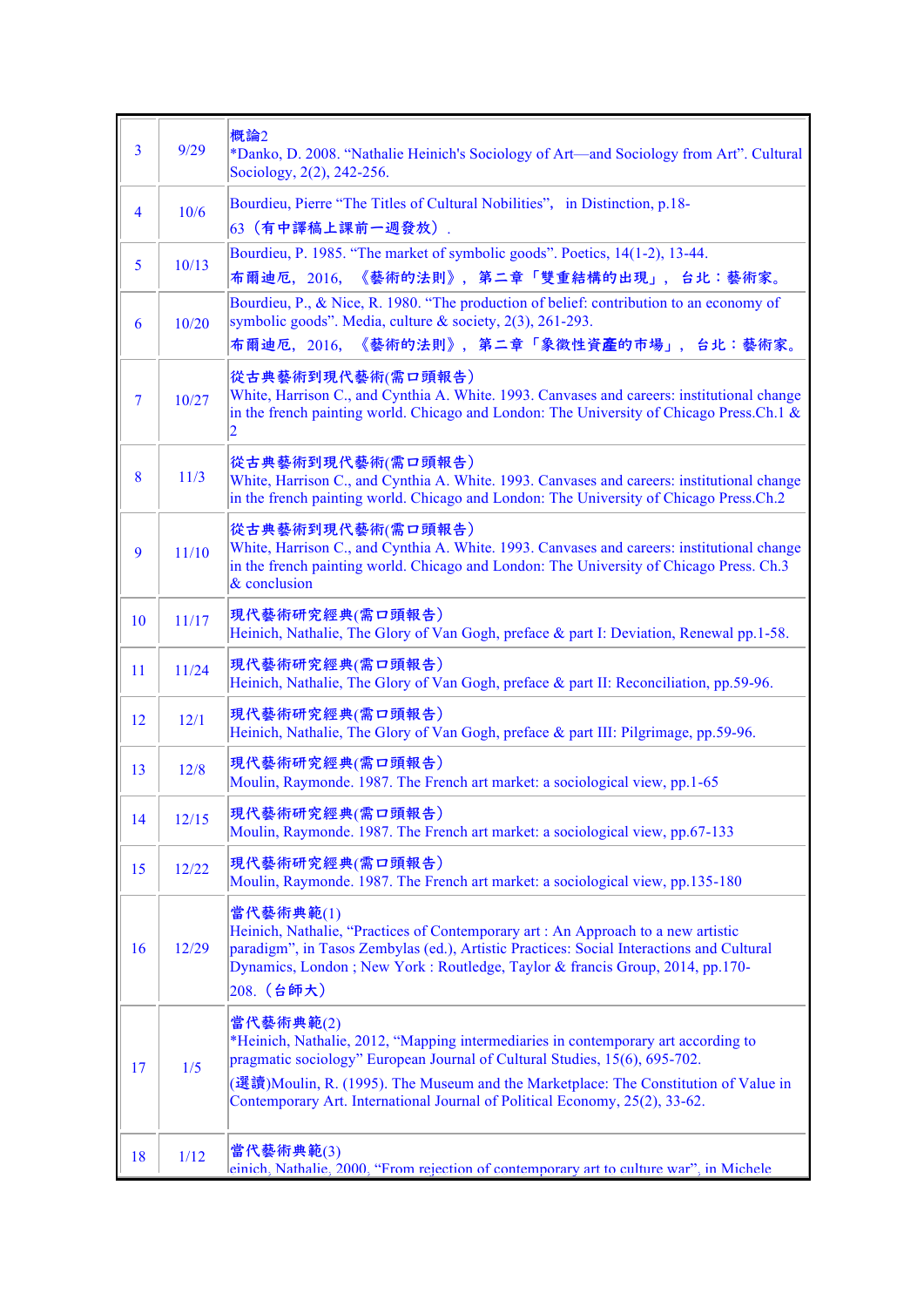| | | |
|---|---|---|
| 3 | 9/29 | 概論2<br>*Danko, D. 2008. "Nathalie Heinich's Sociology of Art—and Sociology from Art". Cultural Sociology, 2(2), 242-256. |
| 4 | 10/6 | Bourdieu, Pierre "The Titles of Cultural Nobilities", in Distinction, p.18-63（有中譯稿上課前一週發放）. |
| 5 | 10/13 | Bourdieu, P. 1985. "The market of symbolic goods". Poetics, 14(1-2), 13-44.<br>布爾迪厄, 2016, 《藝術的法則》, 第二章「雙重結構的出現」, 台北：藝術家。 |
| 6 | 10/20 | Bourdieu, P., & Nice, R. 1980. "The production of belief: contribution to an economy of symbolic goods". Media, culture & society, 2(3), 261-293.<br>布爾迪厄, 2016, 《藝術的法則》, 第二章「象徵性資產的市場」, 台北：藝術家。 |
| 7 | 10/27 | 從古典藝術到現代藝術(需口頭報告)<br>White, Harrison C., and Cynthia A. White. 1993. Canvases and careers: institutional change in the french painting world. Chicago and London: The University of Chicago Press.Ch.1 & 2 |
| 8 | 11/3 | 從古典藝術到現代藝術(需口頭報告)<br>White, Harrison C., and Cynthia A. White. 1993. Canvases and careers: institutional change in the french painting world. Chicago and London: The University of Chicago Press.Ch.2 |
| 9 | 11/10 | 從古典藝術到現代藝術(需口頭報告)<br>White, Harrison C., and Cynthia A. White. 1993. Canvases and careers: institutional change in the french painting world. Chicago and London: The University of Chicago Press. Ch.3 & conclusion |
| 10 | 11/17 | 現代藝術研究經典(需口頭報告)<br>Heinich, Nathalie, The Glory of Van Gogh, preface & part I: Deviation, Renewal pp.1-58. |
| 11 | 11/24 | 現代藝術研究經典(需口頭報告)<br>Heinich, Nathalie, The Glory of Van Gogh, preface & part II: Reconciliation, pp.59-96. |
| 12 | 12/1 | 現代藝術研究經典(需口頭報告)<br>Heinich, Nathalie, The Glory of Van Gogh, preface & part III: Pilgrimage, pp.59-96. |
| 13 | 12/8 | 現代藝術研究經典(需口頭報告)<br>Moulin, Raymonde. 1987. The French art market: a sociological view, pp.1-65 |
| 14 | 12/15 | 現代藝術研究經典(需口頭報告)<br>Moulin, Raymonde. 1987. The French art market: a sociological view, pp.67-133 |
| 15 | 12/22 | 現代藝術研究經典(需口頭報告)<br>Moulin, Raymonde. 1987. The French art market: a sociological view, pp.135-180 |
| 16 | 12/29 | 當代藝術典範(1)<br>Heinich, Nathalie, "Practices of Contemporary art : An Approach to a new artistic paradigm", in Tasos Zembylas (ed.), Artistic Practices: Social Interactions and Cultural Dynamics, London ; New York : Routledge, Taylor & francis Group, 2014, pp.170-208.（台師大） |
| 17 | 1/5 | 當代藝術典範(2)<br>*Heinich, Nathalie, 2012, "Mapping intermediaries in contemporary art according to pragmatic sociology" European Journal of Cultural Studies, 15(6), 695-702.<br>(選讀)Moulin, R. (1995). The Museum and the Marketplace: The Constitution of Value in Contemporary Art. International Journal of Political Economy, 25(2), 33-62. |
| 18 | 1/12 | 當代藝術典範(3)<br>einich, Nathalie, 2000, "From rejection of contemporary art to culture war", in Michele |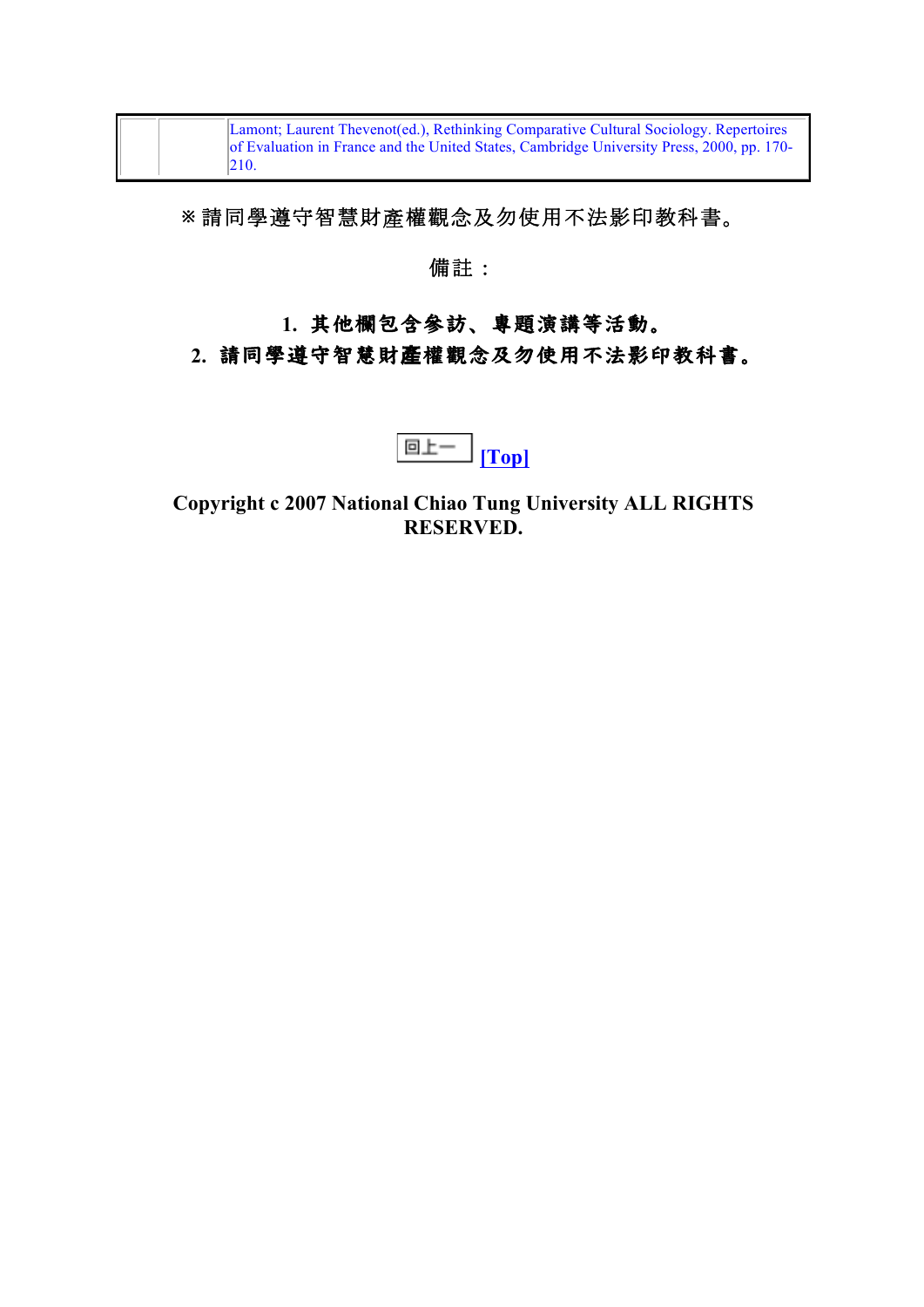| | | |
|---|---|---|
| | | Lamont; Laurent Thevenot(ed.), Rethinking Comparative Cultural Sociology. Repertoires of Evaluation in France and the United States, Cambridge University Press, 2000, pp. 170-210. |

※請同學遵守智慧財產權觀念及勿使用不法影印教科書。

備註：

**1. 其他欄包含參訪、專題演講等活動。**
**2. 請同學遵守智慧財產權觀念及勿使用不法影印教科書。**

回上一 [Top]

**Copyright c 2007 National Chiao Tung University ALL RIGHTS RESERVED.**